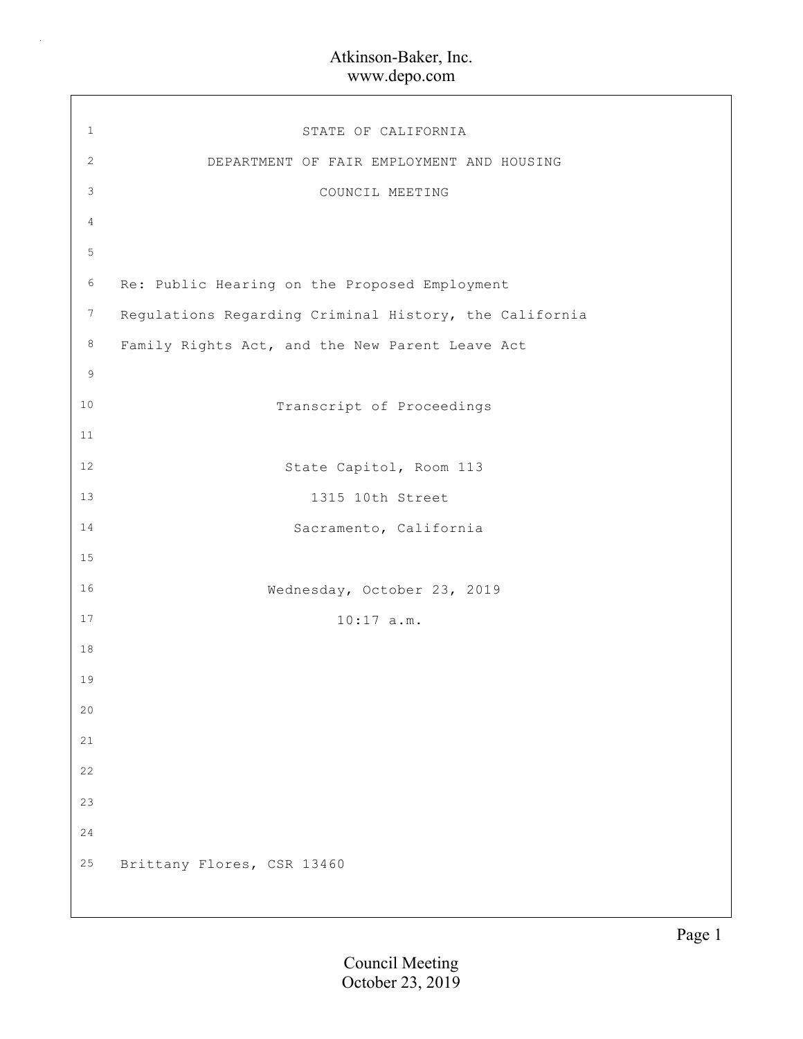# STATE OF CALIFORNIA

## DEPARTMENT OF FAIR EMPLOYMENT AND HOUSING

## COUNCIL MEETING

Re: Public Hearing on the Proposed Employment Regulations Regarding Criminal History, the California Family Rights Act, and the New Parent Leave Act

Transcript of Proceedings

State Capitol, Room 113
1315 10th Street
Sacramento, California

Wednesday, October 23, 2019
10:17 a.m.

Brittany Flores, CSR 13460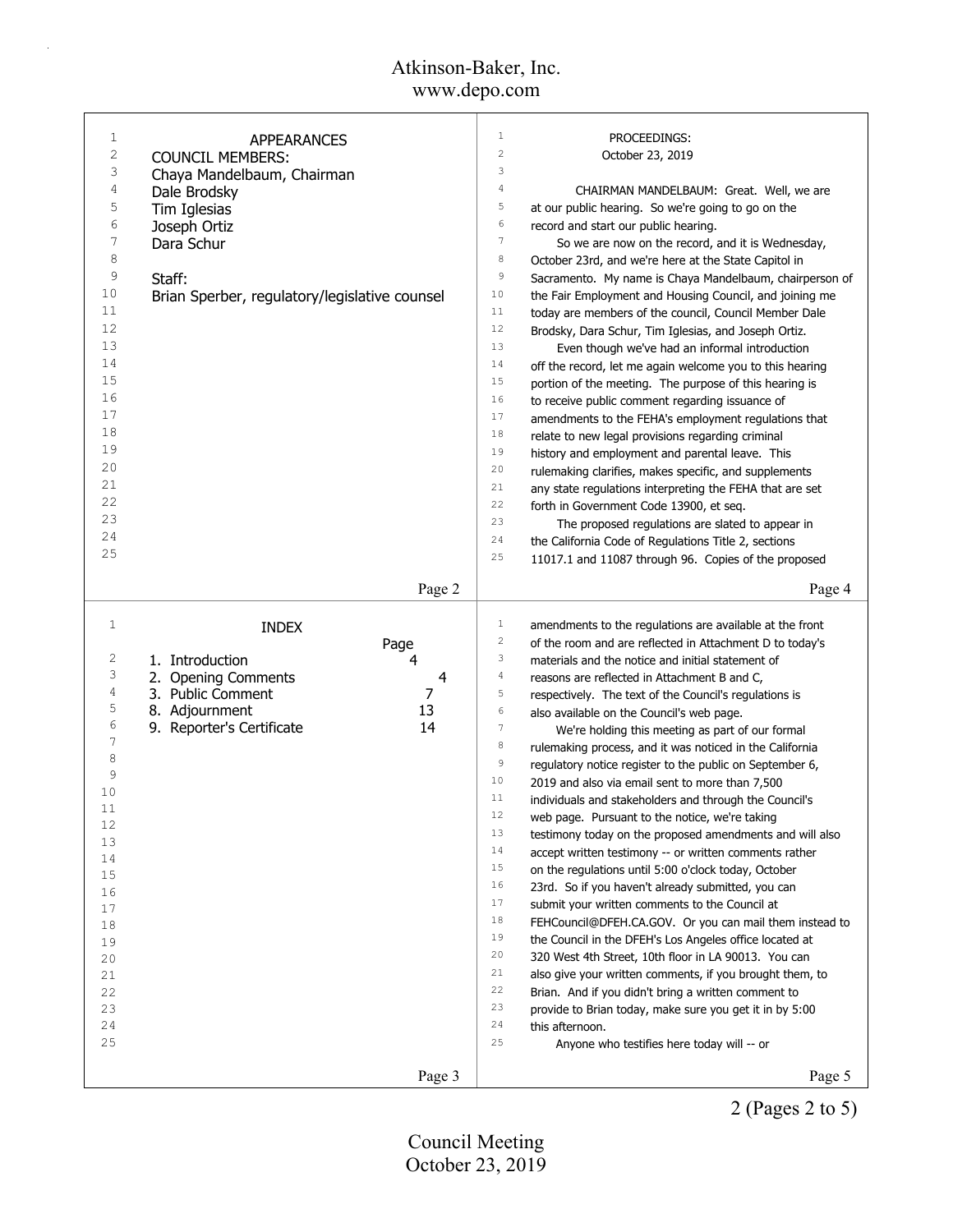## APPEARANCES

COUNCIL MEMBERS:
Chaya Mandelbaum, Chairman
Dale Brodsky
Tim Iglesias
Joseph Ortiz
Dara Schur

Staff:
Brian Sperber, regulatory/legislative counsel

## INDEX

| | Page |
|---|---|
| 1. Introduction | 4 |
| 2. Opening Comments | 4 |
| 3. Public Comment | 7 |
| 8. Adjournment | 13 |
| 9. Reporter's Certificate | 14 |

## PROCEEDINGS:

October 23, 2019

CHAIRMAN MANDELBAUM: Great. Well, we are at our public hearing. So we're going to go on the record and start our public hearing.

So we are now on the record, and it is Wednesday, October 23rd, and we're here at the State Capitol in Sacramento. My name is Chaya Mandelbaum, chairperson of the Fair Employment and Housing Council, and joining me today are members of the council, Council Member Dale Brodsky, Dara Schur, Tim Iglesias, and Joseph Ortiz.

Even though we've had an informal introduction off the record, let me again welcome you to this hearing portion of the meeting. The purpose of this hearing is to receive public comment regarding issuance of amendments to the FEHA's employment regulations that relate to new legal provisions regarding criminal history and employment and parental leave. This rulemaking clarifies, makes specific, and supplements any state regulations interpreting the FEHA that are set forth in Government Code 13900, et seq.

The proposed regulations are slated to appear in the California Code of Regulations Title 2, sections 11017.1 and 11087 through 96. Copies of the proposed amendments to the regulations are available at the front of the room and are reflected in Attachment D to today's materials and the notice and initial statement of reasons are reflected in Attachment B and C, respectively. The text of the Council's regulations is also available on the Council's web page.

We're holding this meeting as part of our formal rulemaking process, and it was noticed in the California regulatory notice register to the public on September 6, 2019 and also via email sent to more than 7,500 individuals and stakeholders and through the Council's web page. Pursuant to the notice, we're taking testimony today on the proposed amendments and will also accept written testimony -- or written comments rather on the regulations until 5:00 o'clock today, October 23rd. So if you haven't already submitted, you can submit your written comments to the Council at FEHCouncil@DFEH.CA.GOV. Or you can mail them instead to the Council in the DFEH's Los Angeles office located at 320 West 4th Street, 10th floor in LA 90013. You can also give your written comments, if you brought them, to Brian. And if you didn't bring a written comment to provide to Brian today, make sure you get it in by 5:00 this afternoon.

Anyone who testifies here today will -- or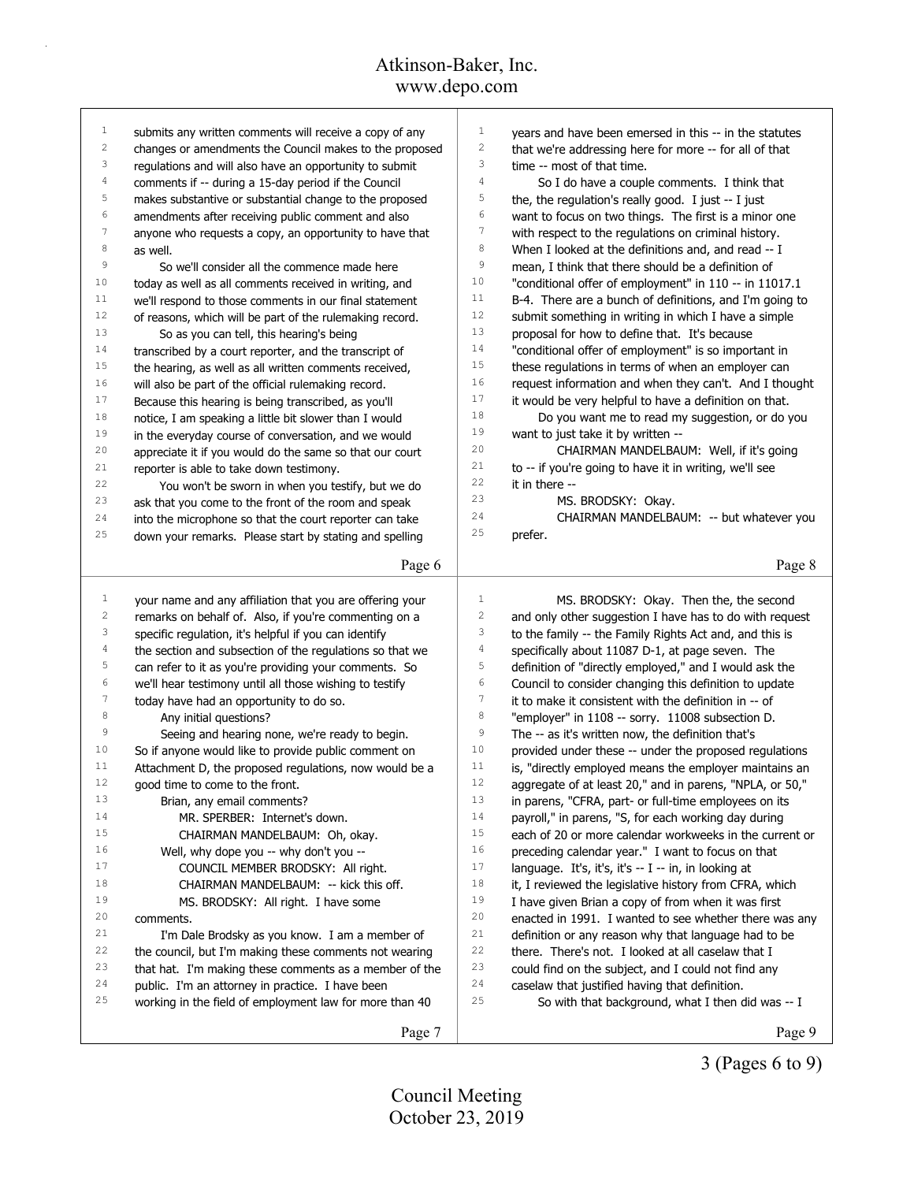submits any written comments will receive a copy of any changes or amendments the Council makes to the proposed regulations and will also have an opportunity to submit comments if -- during a 15-day period if the Council makes substantive or substantial change to the proposed amendments after receiving public comment and also anyone who requests a copy, an opportunity to have that as well.

So we'll consider all the commence made here today as well as all comments received in writing, and we'll respond to those comments in our final statement of reasons, which will be part of the rulemaking record.

So as you can tell, this hearing's being transcribed by a court reporter, and the transcript of the hearing, as well as all written comments received, will also be part of the official rulemaking record. Because this hearing is being transcribed, as you'll notice, I am speaking a little bit slower than I would in the everyday course of conversation, and we would appreciate it if you would do the same so that our court reporter is able to take down testimony.

You won't be sworn in when you testify, but we do ask that you come to the front of the room and speak into the microphone so that the court reporter can take down your remarks. Please start by stating and spelling your name and any affiliation that you are offering your remarks on behalf of. Also, if you're commenting on a specific regulation, it's helpful if you can identify the section and subsection of the regulations so that we can refer to it as you're providing your comments. So we'll hear testimony until all those wishing to testify today have had an opportunity to do so.

Any initial questions?

Seeing and hearing none, we're ready to begin. So if anyone would like to provide public comment on Attachment D, the proposed regulations, now would be a good time to come to the front.

Brian, any email comments?

MR. SPERBER: Internet's down.

CHAIRMAN MANDELBAUM: Oh, okay.

Well, why dope you -- why don't you --

COUNCIL MEMBER BRODSKY: All right.

CHAIRMAN MANDELBAUM: -- kick this off.

MS. BRODSKY: All right. I have some comments.

I'm Dale Brodsky as you know. I am a member of the council, but I'm making these comments not wearing that hat. I'm making these comments as a member of the public. I'm an attorney in practice. I have been working in the field of employment law for more than 40 years and have been emersed in this -- in the statutes that we're addressing here for more -- for all of that time -- most of that time.

So I do have a couple comments. I think that the, the regulation's really good. I just -- I just want to focus on two things. The first is a minor one with respect to the regulations on criminal history. When I looked at the definitions and, and read -- I mean, I think that there should be a definition of "conditional offer of employment" in 110 -- in 11017.1 B-4. There are a bunch of definitions, and I'm going to submit something in writing in which I have a simple proposal for how to define that. It's because "conditional offer of employment" is so important in these regulations in terms of when an employer can request information and when they can't. And I thought it would be very helpful to have a definition on that.

Do you want me to read my suggestion, or do you want to just take it by written --

CHAIRMAN MANDELBAUM: Well, if it's going to -- if you're going to have it in writing, we'll see it in there --

MS. BRODSKY: Okay.

CHAIRMAN MANDELBAUM: -- but whatever you prefer.

MS. BRODSKY: Okay. Then the, the second and only other suggestion I have has to do with request to the family -- the Family Rights Act and, and this is specifically about 11087 D-1, at page seven. The definition of "directly employed," and I would ask the Council to consider changing this definition to update it to make it consistent with the definition in -- of "employer" in 1108 -- sorry. 11008 subsection D. The -- as it's written now, the definition that's provided under these -- under the proposed regulations is, "directly employed means the employer maintains an aggregate of at least 20," and in parens, "NPLA, or 50," in parens, "CFRA, part- or full-time employees on its payroll," in parens, "S, for each working day during each of 20 or more calendar workweeks in the current or preceding calendar year." I want to focus on that language. It's, it's, it's -- I -- in, in looking at it, I reviewed the legislative history from CFRA, which I have given Brian a copy of from when it was first enacted in 1991. I wanted to see whether there was any definition or any reason why that language had to be there. There's not. I looked at all caselaw that I could find on the subject, and I could not find any caselaw that justified having that definition.

So with that background, what I then did was -- I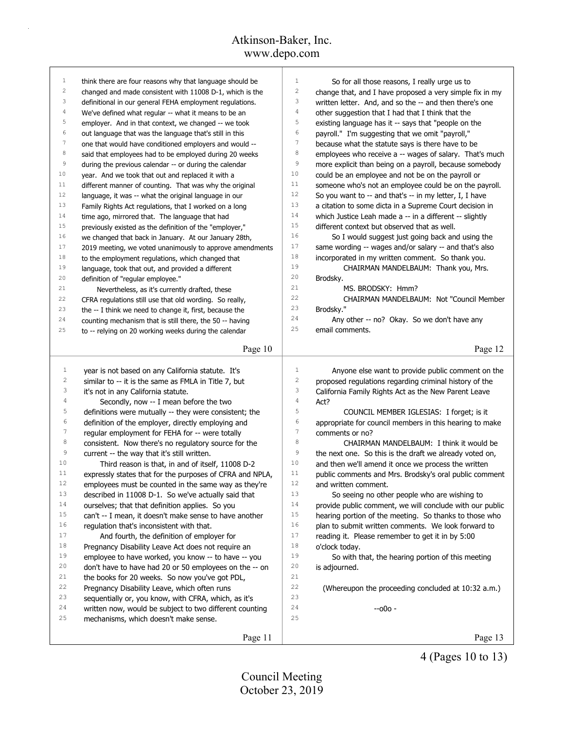think there are four reasons why that language should be changed and made consistent with 11008 D-1, which is the definitional in our general FEHA employment regulations. We've defined what regular -- what it means to be an employer. And in that context, we changed -- we took out language that was the language that's still in this one that would have conditioned employers and would -- said that employees had to be employed during 20 weeks during the previous calendar -- or during the calendar year. And we took that out and replaced it with a different manner of counting. That was why the original language, it was -- what the original language in our Family Rights Act regulations, that I worked on a long time ago, mirrored that. The language that had previously existed as the definition of the "employer," we changed that back in January. At our January 28th, 2019 meeting, we voted unanimously to approve amendments to the employment regulations, which changed that language, took that out, and provided a different definition of "regular employee."

Nevertheless, as it's currently drafted, these CFRA regulations still use that old wording. So really, the -- I think we need to change it, first, because the counting mechanism that is still there, the 50 -- having to -- relying on 20 working weeks during the calendar year is not based on any California statute. It's similar to -- it is the same as FMLA in Title 7, but it's not in any California statute.

Secondly, now -- I mean before the two definitions were mutually -- they were consistent; the definition of the employer, directly employing and regular employment for FEHA for -- were totally consistent. Now there's no regulatory source for the current -- the way that it's still written.

Third reason is that, in and of itself, 11008 D-2 expressly states that for the purposes of CFRA and NPLA, employees must be counted in the same way as they're described in 11008 D-1. So we've actually said that ourselves; that that definition applies. So you can't -- I mean, it doesn't make sense to have another regulation that's inconsistent with that.

And fourth, the definition of employer for Pregnancy Disability Leave Act does not require an employee to have worked, you know -- to have -- you don't have to have had 20 or 50 employees on the -- on the books for 20 weeks. So now you've got PDL, Pregnancy Disability Leave, which often runs sequentially or, you know, with CFRA, which, as it's written now, would be subject to two different counting mechanisms, which doesn't make sense.

So for all those reasons, I really urge us to change that, and I have proposed a very simple fix in my written letter. And, and so the -- and then there's one other suggestion that I had that I think that the existing language has it -- says that "people on the payroll." I'm suggesting that we omit "payroll," because what the statute says is there have to be employees who receive a -- wages of salary. That's much more explicit than being on a payroll, because somebody could be an employee and not be on the payroll or someone who's not an employee could be on the payroll. So you want to -- and that's -- in my letter, I, I have a citation to some dicta in a Supreme Court decision in which Justice Leah made a -- in a different -- slightly different context but observed that as well.

So I would suggest just going back and using the same wording -- wages and/or salary -- and that's also incorporated in my written comment. So thank you.

CHAIRMAN MANDELBAUM: Thank you, Mrs. Brodsky.

MS. BRODSKY: Hmm?

CHAIRMAN MANDELBAUM: Not "Council Member Brodsky."

Any other -- no? Okay. So we don't have any email comments.

Anyone else want to provide public comment on the proposed regulations regarding criminal history of the California Family Rights Act as the New Parent Leave Act?

COUNCIL MEMBER IGLESIAS: I forget; is it appropriate for council members in this hearing to make comments or no?

CHAIRMAN MANDELBAUM: I think it would be the next one. So this is the draft we already voted on, and then we'll amend it once we process the written public comments and Mrs. Brodsky's oral public comment and written comment.

So seeing no other people who are wishing to provide public comment, we will conclude with our public hearing portion of the meeting. So thanks to those who plan to submit written comments. We look forward to reading it. Please remember to get it in by 5:00 o'clock today.

So with that, the hearing portion of this meeting is adjourned.

(Whereupon the proceeding concluded at 10:32 a.m.)

--o0o -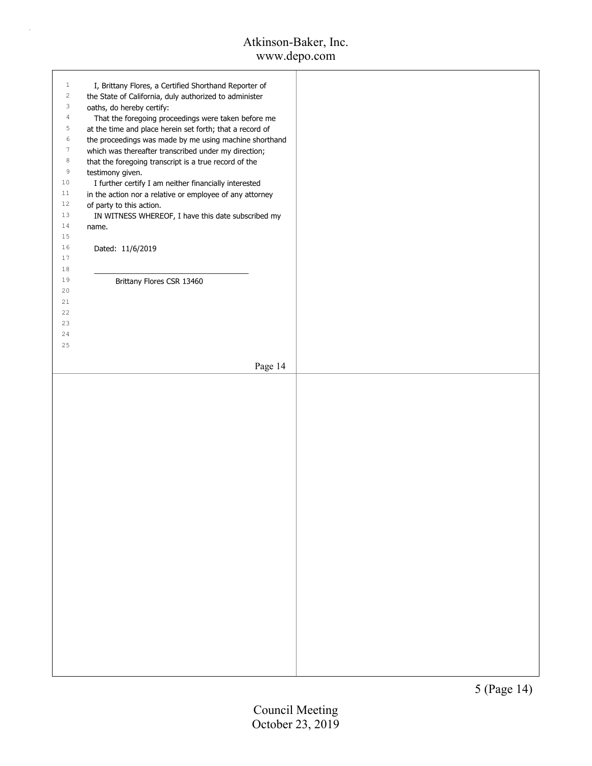I, Brittany Flores, a Certified Shorthand Reporter of the State of California, duly authorized to administer oaths, do hereby certify:

That the foregoing proceedings were taken before me at the time and place herein set forth; that a record of the proceedings was made by me using machine shorthand which was thereafter transcribed under my direction; that the foregoing transcript is a true record of the testimony given.

I further certify I am neither financially interested in the action nor a relative or employee of any attorney of party to this action.

IN WITNESS WHEREOF, I have this date subscribed my name.

Dated: 11/6/2019

\_\_\_\_\_\_\_\_\_\_\_\_\_\_\_\_\_\_\_\_\_\_\_\_\_\_\_\_\_\_\_\_\_\_\_\_

Brittany Flores CSR 13460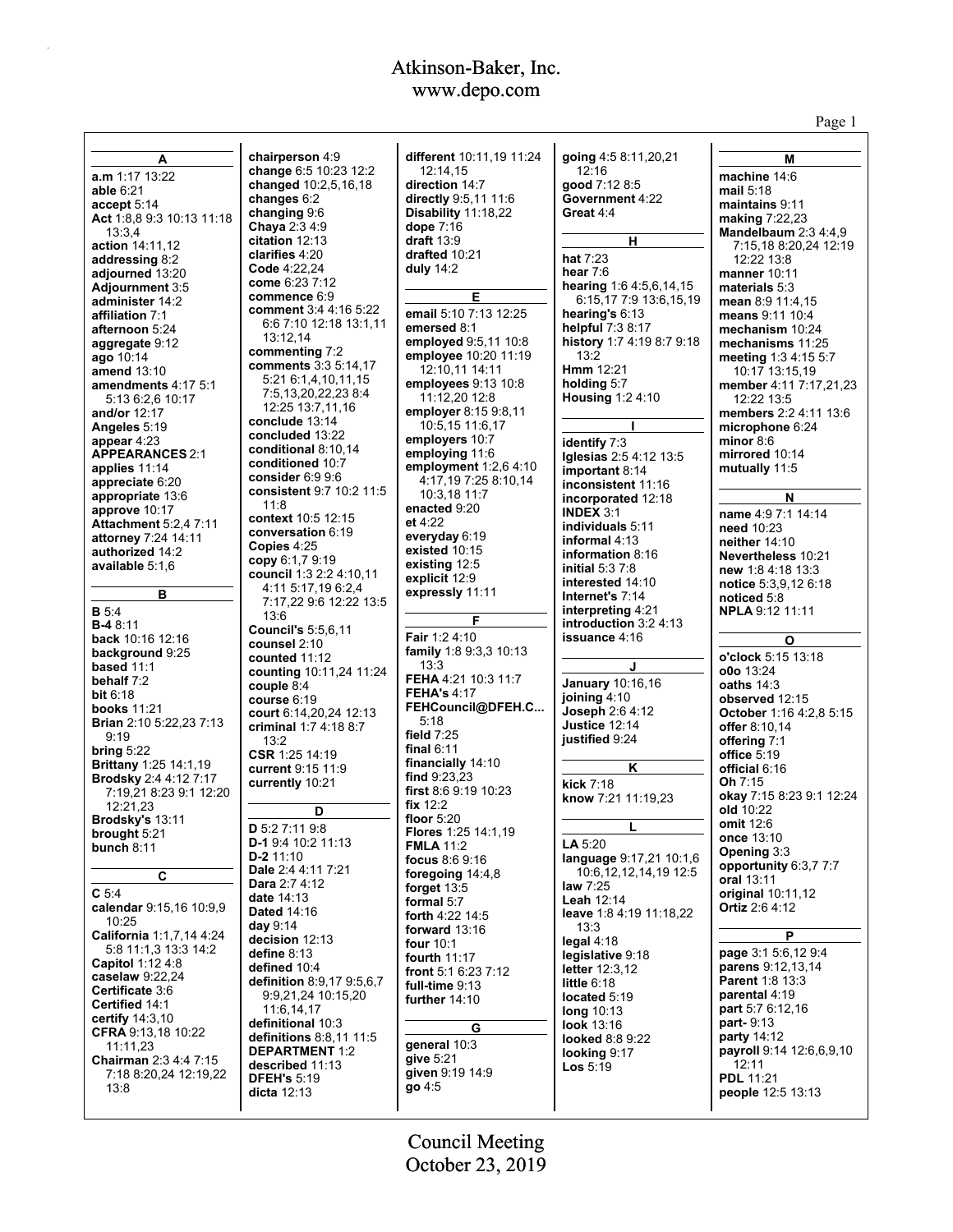## A

**a.m** 1:17 13:22
**able** 6:21
**accept** 5:14
**Act** 1:8,8 9:3 10:13 11:18 13:3,4
**action** 14:11,12
**addressing** 8:2
**adjourned** 13:20
**Adjournment** 3:5
**administer** 14:2
**affiliation** 7:1
**afternoon** 5:24
**aggregate** 9:12
**ago** 10:14
**amend** 13:10
**amendments** 4:17 5:1 5:13 6:2,6 10:17
**and/or** 12:17
**Angeles** 5:19
**appear** 4:23
**APPEARANCES** 2:1
**applies** 11:14
**appreciate** 6:20
**appropriate** 13:6
**approve** 10:17
**Attachment** 5:2,4 7:11
**attorney** 7:24 14:11
**authorized** 14:2
**available** 5:1,6

## B

**B** 5:4
**B-4** 8:11
**back** 10:16 12:16
**background** 9:25
**based** 11:1
**behalf** 7:2
**bit** 6:18
**books** 11:21
**Brian** 2:10 5:22,23 7:13 9:19
**bring** 5:22
**Brittany** 1:25 14:1,19
**Brodsky** 2:4 4:12 7:17 7:19,21 8:23 9:1 12:20 12:21,23
**Brodsky's** 13:11
**brought** 5:21
**bunch** 8:11

## C

**C** 5:4
**calendar** 9:15,16 10:9,9 10:25
**California** 1:1,7,14 4:24 5:8 11:1,3 13:3 14:2
**Capitol** 1:12 4:8
**caselaw** 9:22,24
**Certificate** 3:6
**Certified** 14:1
**certify** 14:3,10
**CFRA** 9:13,18 10:22 11:11,23
**Chairman** 2:3 4:4 7:15 7:18 8:20,24 12:19,22 13:8
**chairperson** 4:9
**change** 6:5 10:23 12:2
**changed** 10:2,5,16,18
**changes** 6:2
**changing** 9:6
**Chaya** 2:3 4:9
**citation** 12:13
**clarifies** 4:20
**Code** 4:22,24
**come** 6:23 7:12
**commence** 6:9
**comment** 3:4 4:16 5:22 6:6 7:10 12:18 13:1,11 13:12,14
**commenting** 7:2
**comments** 3:3 5:14,17 5:21 6:1,4,10,11,15 7:5,13,20,22,23 8:4 12:25 13:7,11,16
**conclude** 13:14
**concluded** 13:22
**conditional** 8:10,14
**conditioned** 10:7
**consider** 6:9 9:6
**consistent** 9:7 10:2 11:5 11:8
**context** 10:5 12:15
**conversation** 6:19
**Copies** 4:25
**copy** 6:1,7 9:19
**council** 1:3 2:2 4:10,11 4:11 5:17,19 6:2,4 7:17,22 9:6 12:22 13:5 13:6
**Council's** 5:5,6,11
**counsel** 2:10
**counted** 11:12
**counting** 10:11,24 11:24
**couple** 8:4
**course** 6:19
**court** 6:14,20,24 12:13
**criminal** 1:7 4:18 8:7 13:2
**CSR** 1:25 14:19
**current** 9:15 11:9
**currently** 10:21

## D

**D** 5:2 7:11 9:8
**D-1** 9:4 10:2 11:13
**D-2** 11:10
**Dale** 2:4 4:11 7:21
**Dara** 2:7 4:12
**date** 14:13
**Dated** 14:16
**day** 9:14
**decision** 12:13
**define** 8:13
**defined** 10:4
**definition** 8:9,17 9:5,6,7 9:9,21,24 10:15,20 11:6,14,17
**definitional** 10:3
**definitions** 8:8,11 11:5
**DEPARTMENT** 1:2
**described** 11:13
**DFEH's** 5:19
**dicta** 12:13
**different** 10:11,19 11:24 12:14,15
**direction** 14:7
**directly** 9:5,11 11:6
**Disability** 11:18,22
**dope** 7:16
**draft** 13:9
**drafted** 10:21
**duly** 14:2

## E

**email** 5:10 7:13 12:25
**emersed** 8:1
**employed** 9:5,11 10:8
**employee** 10:20 11:19 12:10,11 14:11
**employees** 9:13 10:8 11:12,20 12:8
**employer** 8:15 9:8,11 10:5,15 11:6,17
**employers** 10:7
**employing** 11:6
**employment** 1:2,6 4:10 4:17,19 7:25 8:10,14 10:3,18 11:7
**enacted** 9:20
**et** 4:22
**everyday** 6:19
**existed** 10:15
**existing** 12:5
**explicit** 12:9
**expressly** 11:11

## F

**Fair** 1:2 4:10
**family** 1:8 9:3,3 10:13 13:3
**FEHA** 4:21 10:3 11:7
**FEHA's** 4:17
**FEHCouncil@DFEH.C...** 5:18
**field** 7:25
**final** 6:11
**financially** 14:10
**find** 9:23,23
**first** 8:6 9:19 10:23
**fix** 12:2
**floor** 5:20
**Flores** 1:25 14:1,19
**FMLA** 11:2
**focus** 8:6 9:16
**foregoing** 14:4,8
**forget** 13:5
**formal** 5:7
**forth** 4:22 14:5
**forward** 13:16
**four** 10:1
**fourth** 11:17
**front** 5:1 6:23 7:12
**full-time** 9:13
**further** 14:10

## G

**general** 10:3
**give** 5:21
**given** 9:19 14:9
**go** 4:5
**going** 4:5 8:11,20,21 12:16
**good** 7:12 8:5
**Government** 4:22
**Great** 4:4

## H

**hat** 7:23
**hear** 7:6
**hearing** 1:6 4:5,6,14,15 6:15,17 7:9 13:6,15,19
**hearing's** 6:13
**helpful** 7:3 8:17
**history** 1:7 4:19 8:7 9:18 13:2
**Hmm** 12:21
**holding** 5:7
**Housing** 1:2 4:10

## I

**identify** 7:3
**Iglesias** 2:5 4:12 13:5
**important** 8:14
**inconsistent** 11:16
**incorporated** 12:18
**INDEX** 3:1
**individuals** 5:11
**informal** 4:13
**information** 8:16
**initial** 5:3 7:8
**interested** 14:10
**Internet's** 7:14
**interpreting** 4:21
**introduction** 3:2 4:13
**issuance** 4:16

## J

**January** 10:16,16
**joining** 4:10
**Joseph** 2:6 4:12
**Justice** 12:14
**justified** 9:24

## K

**kick** 7:18
**know** 7:21 11:19,23

## L

**LA** 5:20
**language** 9:17,21 10:1,6 10:6,12,12,14,19 12:5
**law** 7:25
**Leah** 12:14
**leave** 1:8 4:19 11:18,22 13:3
**legal** 4:18
**legislative** 9:18
**letter** 12:3,12
**little** 6:18
**located** 5:19
**long** 10:13
**look** 13:16
**looked** 8:8 9:22
**looking** 9:17
**Los** 5:19

## M

**machine** 14:6
**mail** 5:18
**maintains** 9:11
**making** 7:22,23
**Mandelbaum** 2:3 4:4,9 7:15,18 8:20,24 12:19 12:22 13:8
**manner** 10:11
**materials** 5:3
**mean** 8:9 11:4,15
**means** 9:11 10:4
**mechanism** 10:24
**mechanisms** 11:25
**meeting** 1:3 4:15 5:7 10:17 13:15,19
**member** 4:11 7:17,21,23 12:22 13:5
**members** 2:2 4:11 13:6
**microphone** 6:24
**minor** 8:6
**mirrored** 10:14
**mutually** 11:5

## N

**name** 4:9 7:1 14:14
**need** 10:23
**neither** 14:10
**Nevertheless** 10:21
**new** 1:8 4:18 13:3
**notice** 5:3,9,12 6:18
**noticed** 5:8
**NPLA** 9:12 11:11

## O

**o'clock** 5:15 13:18
**o0o** 13:24
**oaths** 14:3
**observed** 12:15
**October** 1:16 4:2,8 5:15
**offer** 8:10,14
**offering** 7:1
**office** 5:19
**official** 6:16
**Oh** 7:15
**okay** 7:15 8:23 9:1 12:24
**old** 10:22
**omit** 12:6
**once** 13:10
**Opening** 3:3
**opportunity** 6:3,7 7:7
**oral** 13:11
**original** 10:11,12
**Ortiz** 2:6 4:12

## P

**page** 3:1 5:6,12 9:4
**parens** 9:12,13,14
**Parent** 1:8 13:3
**parental** 4:19
**part** 5:7 6:12,16
**part-** 9:13
**party** 14:12
**payroll** 9:14 12:6,6,9,10 12:11
**PDL** 11:21
**people** 12:5 13:13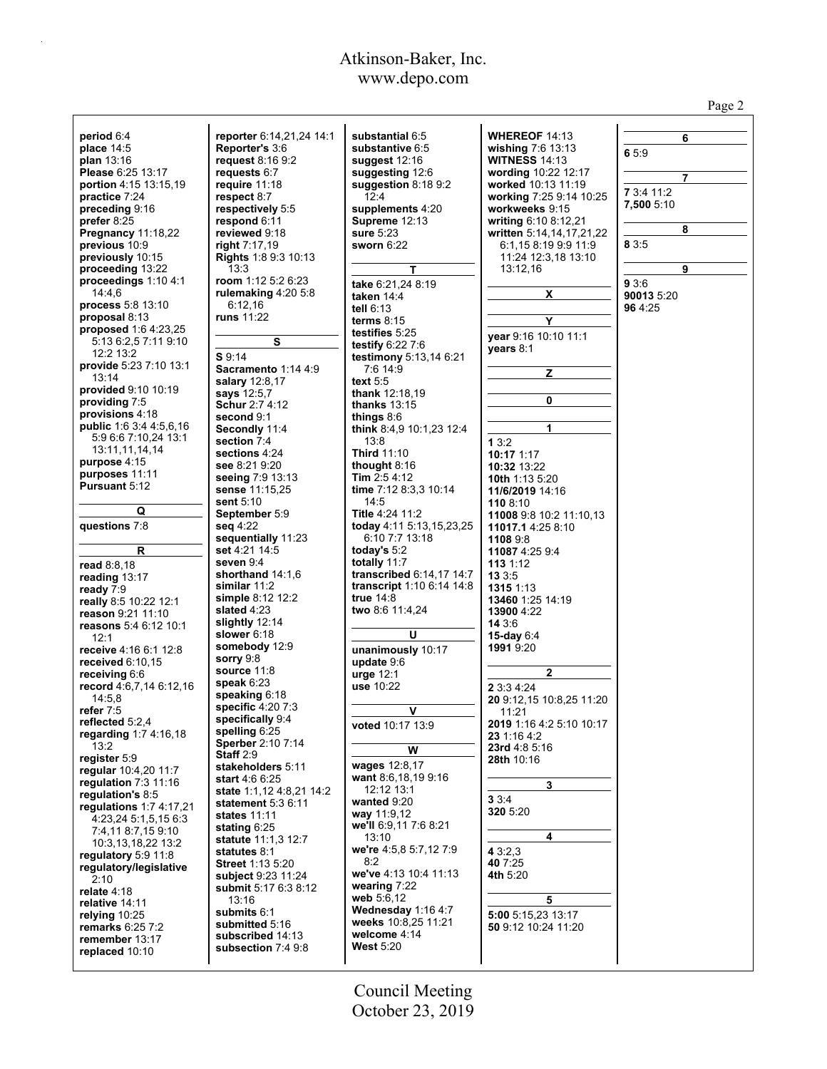**period** 6:4
**place** 14:5
**plan** 13:16
**Please** 6:25 13:17
**portion** 4:15 13:15,19
**practice** 7:24
**preceding** 9:16
**prefer** 8:25
**Pregnancy** 11:18,22
**previous** 10:9
**previously** 10:15
**proceeding** 13:22
**proceedings** 1:10 4:1 14:4,6
**process** 5:8 13:10
**proposal** 8:13
**proposed** 1:6 4:23,25 5:13 6:2,5 7:11 9:10 12:2 13:2
**provide** 5:23 7:10 13:1 13:14
**provided** 9:10 10:19
**providing** 7:5
**provisions** 4:18
**public** 1:6 3:4 4:5,6,16 5:9 6:6 7:10,24 13:1 13:11,11,14,14
**purpose** 4:15
**purposes** 11:11
**Pursuant** 5:12

**Q**

**questions** 7:8

**R**

**read** 8:8,18
**reading** 13:17
**ready** 7:9
**really** 8:5 10:22 12:1
**reason** 9:21 11:10
**reasons** 5:4 6:12 10:1 12:1
**receive** 4:16 6:1 12:8
**received** 6:10,15
**receiving** 6:6
**record** 4:6,7,14 6:12,16 14:5,8
**refer** 7:5
**reflected** 5:2,4
**regarding** 1:7 4:16,18 13:2
**register** 5:9
**regular** 10:4,20 11:7
**regulation** 7:3 11:16
**regulation's** 8:5
**regulations** 1:7 4:17,21 4:23,24 5:1,5,15 6:3 7:4,11 8:7,15 9:10 10:3,13,18,22 13:2
**regulatory** 5:9 11:8
**regulatory/legislative** 2:10
**relate** 4:18
**relative** 14:11
**relying** 10:25
**remarks** 6:25 7:2
**remember** 13:17
**replaced** 10:10
**reporter** 6:14,21,24 14:1
**Reporter's** 3:6
**request** 8:16 9:2
**requests** 6:7
**require** 11:18
**respect** 8:7
**respectively** 5:5
**respond** 6:11
**reviewed** 9:18
**right** 7:17,19
**Rights** 1:8 9:3 10:13 13:3
**room** 1:12 5:2 6:23
**rulemaking** 4:20 5:8 6:12,16
**runs** 11:22

**S**

**S** 9:14
**Sacramento** 1:14 4:9
**salary** 12:8,17
**says** 12:5,7
**Schur** 2:7 4:12
**second** 9:1
**Secondly** 11:4
**section** 7:4
**sections** 4:24
**see** 8:21 9:20
**seeing** 7:9 13:13
**sense** 11:15,25
**sent** 5:10
**September** 5:9
**seq** 4:22
**sequentially** 11:23
**set** 4:21 14:5
**seven** 9:4
**shorthand** 14:1,6
**similar** 11:2
**simple** 8:12 12:2
**slated** 4:23
**slightly** 12:14
**slower** 6:18
**somebody** 12:9
**sorry** 9:8
**source** 11:8
**speak** 6:23
**speaking** 6:18
**specific** 4:20 7:3
**specifically** 9:4
**spelling** 6:25
**Sperber** 2:10 7:14
**Staff** 2:9
**stakeholders** 5:11
**start** 4:6 6:25
**state** 1:1,12 4:8,21 14:2
**statement** 5:3 6:11
**states** 11:11
**stating** 6:25
**statute** 11:1,3 12:7
**statutes** 8:1
**Street** 1:13 5:20
**subject** 9:23 11:24
**submit** 5:17 6:3 8:12 13:16
**submits** 6:1
**submitted** 5:16
**subscribed** 14:13
**subsection** 7:4 9:8
**substantial** 6:5
**substantive** 6:5
**suggest** 12:16
**suggesting** 12:6
**suggestion** 8:18 9:2 12:4
**supplements** 4:20
**Supreme** 12:13
**sure** 5:23
**sworn** 6:22

**T**

**take** 6:21,24 8:19
**taken** 14:4
**tell** 6:13
**terms** 8:15
**testifies** 5:25
**testify** 6:22 7:6
**testimony** 5:13,14 6:21 7:6 14:9
**text** 5:5
**thank** 12:18,19
**thanks** 13:15
**things** 8:6
**think** 8:4,9 10:1,23 12:4 13:8
**Third** 11:10
**thought** 8:16
**Tim** 2:5 4:12
**time** 7:12 8:3,3 10:14 14:5
**Title** 4:24 11:2
**today** 4:11 5:13,15,23,25 6:10 7:7 13:18
**today's** 5:2
**totally** 11:7
**transcribed** 6:14,17 14:7
**transcript** 1:10 6:14 14:8
**true** 14:8
**two** 8:6 11:4,24

**U**

**unanimously** 10:17
**update** 9:6
**urge** 12:1
**use** 10:22

**V**

**voted** 10:17 13:9

**W**

**wages** 12:8,17
**want** 8:6,18,19 9:16 12:12 13:1
**wanted** 9:20
**way** 11:9,12
**we'll** 6:9,11 7:6 8:21 13:10
**we're** 4:5,8 5:7,12 7:9 8:2
**we've** 4:13 10:4 11:13
**wearing** 7:22
**web** 5:6,12
**Wednesday** 1:16 4:7
**weeks** 10:8,25 11:21
**welcome** 4:14
**West** 5:20
**WHEREOF** 14:13
**wishing** 7:6 13:13
**WITNESS** 14:13
**wording** 10:22 12:17
**worked** 10:13 11:19
**working** 7:25 9:14 10:25
**workweeks** 9:15
**writing** 6:10 8:12,21
**written** 5:14,14,17,21,22 6:1,15 8:19 9:9 11:9 11:24 12:3,18 13:10 13:12,16

**X**

**Y**

**year** 9:16 10:10 11:1
**years** 8:1

**Z**

**0**

**1**

**1** 3:2
**10:17** 1:17
**10:32** 13:22
**10th** 1:13 5:20
**11/6/2019** 14:16
**110** 8:10
**11008** 9:8 10:2 11:10,13
**11017.1** 4:25 8:10
**1108** 9:8
**11087** 4:25 9:4
**113** 1:12
**13** 3:5
**1315** 1:13
**13460** 1:25 14:19
**13900** 4:22
**14** 3:6
**15-day** 6:4
**1991** 9:20

**2**

**2** 3:3 4:24
**20** 9:12,15 10:8,25 11:20 11:21
**2019** 1:16 4:2 5:10 10:17
**23** 1:16 4:2
**23rd** 4:8 5:16
**28th** 10:16

**3**

**3** 3:4
**320** 5:20

**4**

**4** 3:2,3
**40** 7:25
**4th** 5:20

**5**

**5:00** 5:15,23 13:17
**50** 9:12 10:24 11:20

**6**

**6** 5:9

**7**

**7** 3:4 11:2
**7,500** 5:10

**8**

**8** 3:5

**9**

**9** 3:6
**90013** 5:20
**96** 4:25